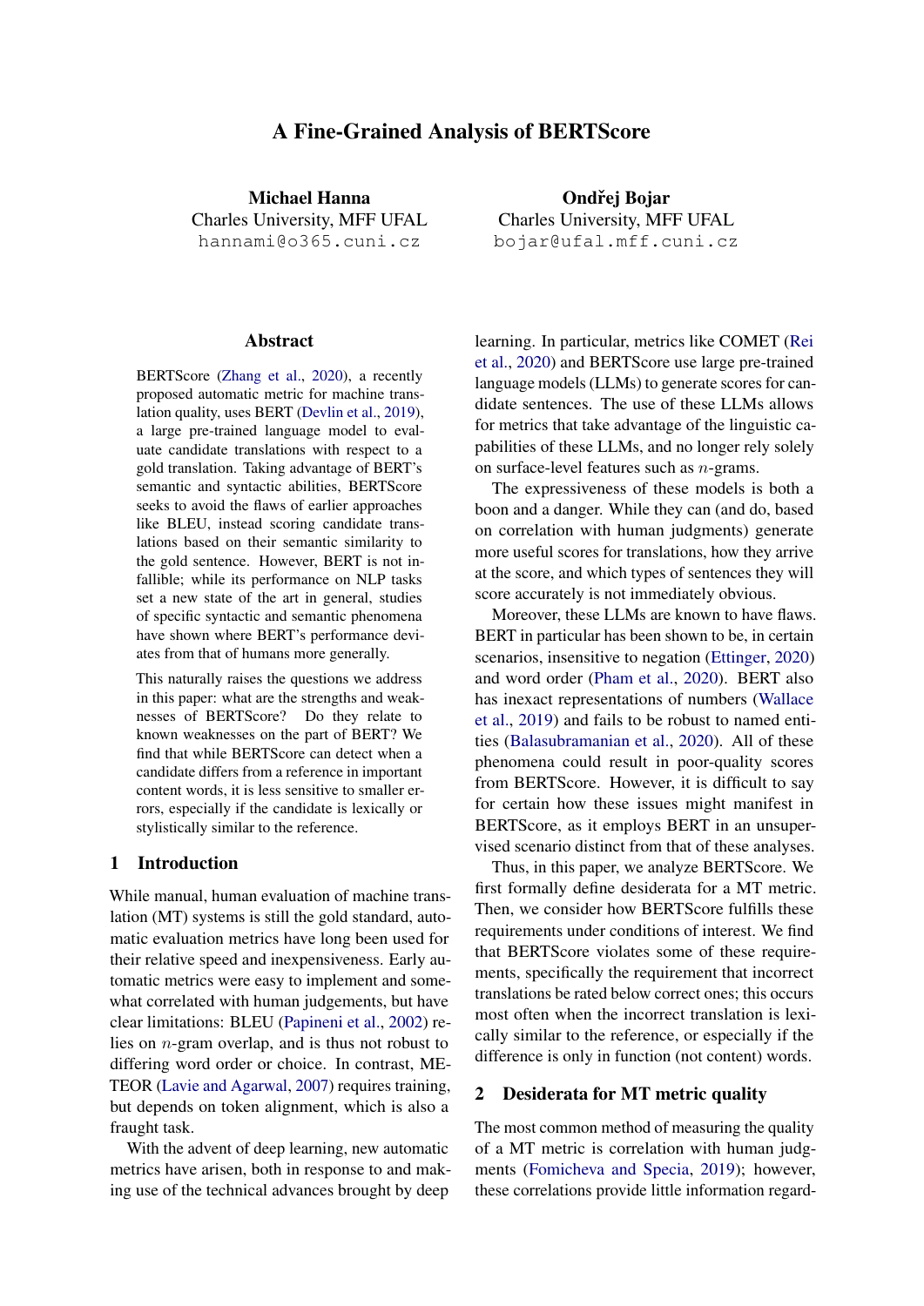# A Fine-Grained Analysis of BERTScore

**Michael Hanna**
Charles University, MFF UFAL
hannami@o365.cuni.cz

**Ondřej Bojar**
Charles University, MFF UFAL
bojar@ufal.mff.cuni.cz

## Abstract

BERTScore (Zhang et al., 2020), a recently proposed automatic metric for machine translation quality, uses BERT (Devlin et al., 2019), a large pre-trained language model to evaluate candidate translations with respect to a gold translation. Taking advantage of BERT's semantic and syntactic abilities, BERTScore seeks to avoid the flaws of earlier approaches like BLEU, instead scoring candidate translations based on their semantic similarity to the gold sentence. However, BERT is not infallible; while its performance on NLP tasks set a new state of the art in general, studies of specific syntactic and semantic phenomena have shown where BERT's performance deviates from that of humans more generally.

This naturally raises the questions we address in this paper: what are the strengths and weaknesses of BERTScore? Do they relate to known weaknesses on the part of BERT? We find that while BERTScore can detect when a candidate differs from a reference in important content words, it is less sensitive to smaller errors, especially if the candidate is lexically or stylistically similar to the reference.

## 1 Introduction

While manual, human evaluation of machine translation (MT) systems is still the gold standard, automatic evaluation metrics have long been used for their relative speed and inexpensiveness. Early automatic metrics were easy to implement and somewhat correlated with human judgements, but have clear limitations: BLEU (Papineni et al., 2002) relies on $n$-gram overlap, and is thus not robust to differing word order or choice. In contrast, METEOR (Lavie and Agarwal, 2007) requires training, but depends on token alignment, which is also a fraught task.

With the advent of deep learning, new automatic metrics have arisen, both in response to and making use of the technical advances brought by deep learning. In particular, metrics like COMET (Rei et al., 2020) and BERTScore use large pre-trained language models (LLMs) to generate scores for candidate sentences. The use of these LLMs allows for metrics that take advantage of the linguistic capabilities of these LLMs, and no longer rely solely on surface-level features such as $n$-grams.

The expressiveness of these models is both a boon and a danger. While they can (and do, based on correlation with human judgments) generate more useful scores for translations, how they arrive at the score, and which types of sentences they will score accurately is not immediately obvious.

Moreover, these LLMs are known to have flaws. BERT in particular has been shown to be, in certain scenarios, insensitive to negation (Ettinger, 2020) and word order (Pham et al., 2020). BERT also has inexact representations of numbers (Wallace et al., 2019) and fails to be robust to named entities (Balasubramanian et al., 2020). All of these phenomena could result in poor-quality scores from BERTScore. However, it is difficult to say for certain how these issues might manifest in BERTScore, as it employs BERT in an unsupervised scenario distinct from that of these analyses.

Thus, in this paper, we analyze BERTScore. We first formally define desiderata for a MT metric. Then, we consider how BERTScore fulfills these requirements under conditions of interest. We find that BERTScore violates some of these requirements, specifically the requirement that incorrect translations be rated below correct ones; this occurs most often when the incorrect translation is lexically similar to the reference, or especially if the difference is only in function (not content) words.

## 2 Desiderata for MT metric quality

The most common method of measuring the quality of a MT metric is correlation with human judgments (Fomicheva and Specia, 2019); however, these correlations provide little information regard-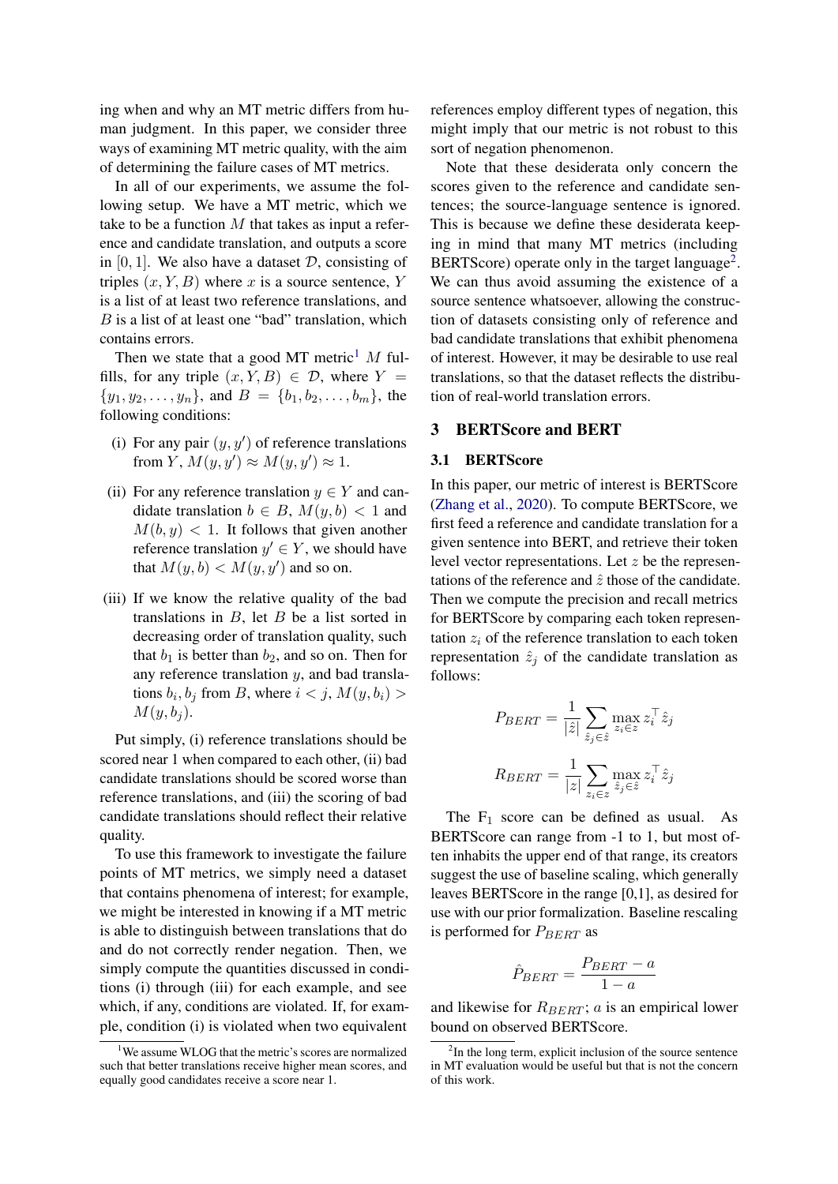ing when and why an MT metric differs from human judgment. In this paper, we consider three ways of examining MT metric quality, with the aim of determining the failure cases of MT metrics.

In all of our experiments, we assume the following setup. We have a MT metric, which we take to be a function $M$ that takes as input a reference and candidate translation, and outputs a score in $[0, 1]$. We also have a dataset $\mathcal{D}$, consisting of triples $(x, Y, B)$ where $x$ is a source sentence, $Y$ is a list of at least two reference translations, and $B$ is a list of at least one "bad" translation, which contains errors.

Then we state that a good MT metric[1] $M$ fulfills, for any triple $(x, Y, B) \in \mathcal{D}$, where $Y = \{y_1, y_2, \ldots, y_n\}$, and $B = \{b_1, b_2, \ldots, b_m\}$, the following conditions:

(i) For any pair $(y, y')$ of reference translations from $Y$, $M(y, y') \approx M(y, y') \approx 1$.

(ii) For any reference translation $y \in Y$ and candidate translation $b \in B$, $M(y, b) < 1$ and $M(b, y) < 1$. It follows that given another reference translation $y' \in Y$, we should have that $M(y, b) < M(y, y')$ and so on.

(iii) If we know the relative quality of the bad translations in $B$, let $B$ be a list sorted in decreasing order of translation quality, such that $b_1$ is better than $b_2$, and so on. Then for any reference translation $y$, and bad translations $b_i, b_j$ from $B$, where $i < j$, $M(y, b_i) > M(y, b_j)$.

Put simply, (i) reference translations should be scored near 1 when compared to each other, (ii) bad candidate translations should be scored worse than reference translations, and (iii) the scoring of bad candidate translations should reflect their relative quality.

To use this framework to investigate the failure points of MT metrics, we simply need a dataset that contains phenomena of interest; for example, we might be interested in knowing if a MT metric is able to distinguish between translations that do and do not correctly render negation. Then, we simply compute the quantities discussed in conditions (i) through (iii) for each example, and see which, if any, conditions are violated. If, for example, condition (i) is violated when two equivalent references employ different types of negation, this might imply that our metric is not robust to this sort of negation phenomenon.

Note that these desiderata only concern the scores given to the reference and candidate sentences; the source-language sentence is ignored. This is because we define these desiderata keeping in mind that many MT metrics (including BERTScore) operate only in the target language[2]. We can thus avoid assuming the existence of a source sentence whatsoever, allowing the construction of datasets consisting only of reference and bad candidate translations that exhibit phenomena of interest. However, it may be desirable to use real translations, so that the dataset reflects the distribution of real-world translation errors.

## 3 BERTScore and BERT

### 3.1 BERTScore

In this paper, our metric of interest is BERTScore (Zhang et al., 2020). To compute BERTScore, we first feed a reference and candidate translation for a given sentence into BERT, and retrieve their token level vector representations. Let $z$ be the representations of the reference and $\hat{z}$ those of the candidate. Then we compute the precision and recall metrics for BERTScore by comparing each token representation $z_i$ of the reference translation to each token representation $\hat{z}_j$ of the candidate translation as follows:

$$P_{BERT} = \frac{1}{|\hat{z}|} \sum_{\hat{z}_j \in \hat{z}} \max_{z_i \in z} z_i^\top \hat{z}_j$$

$$R_{BERT} = \frac{1}{|z|} \sum_{z_i \in z} \max_{\hat{z}_j \in \hat{z}} z_i^\top \hat{z}_j$$

The $F_1$ score can be defined as usual. As BERTScore can range from -1 to 1, but most often inhabits the upper end of that range, its creators suggest the use of baseline scaling, which generally leaves BERTScore in the range [0,1], as desired for use with our prior formalization. Baseline rescaling is performed for $P_{BERT}$ as

$$\hat{P}_{BERT} = \frac{P_{BERT} - a}{1 - a}$$

and likewise for $R_{BERT}$; $a$ is an empirical lower bound on observed BERTScore.

[1] We assume WLOG that the metric's scores are normalized such that better translations receive higher mean scores, and equally good candidates receive a score near 1.

[2] In the long term, explicit inclusion of the source sentence in MT evaluation would be useful but that is not the concern of this work.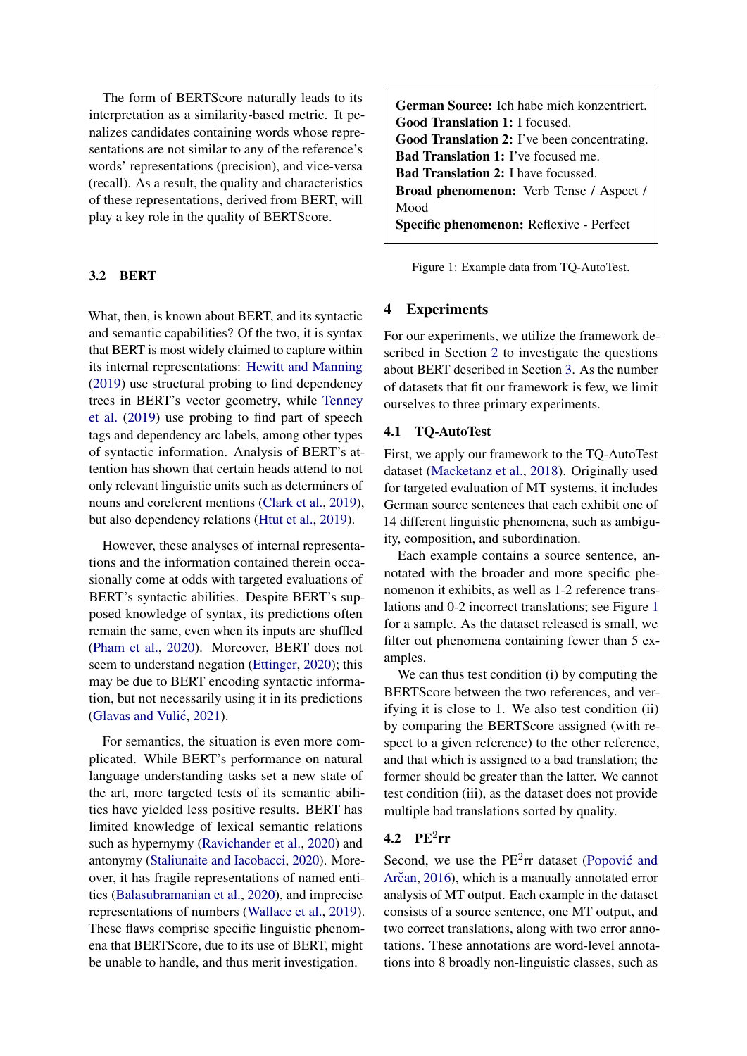The form of BERTScore naturally leads to its interpretation as a similarity-based metric. It penalizes candidates containing words whose representations are not similar to any of the reference's words' representations (precision), and vice-versa (recall). As a result, the quality and characteristics of these representations, derived from BERT, will play a key role in the quality of BERTScore.

### 3.2 BERT

What, then, is known about BERT, and its syntactic and semantic capabilities? Of the two, it is syntax that BERT is most widely claimed to capture within its internal representations: Hewitt and Manning (2019) use structural probing to find dependency trees in BERT's vector geometry, while Tenney et al. (2019) use probing to find part of speech tags and dependency arc labels, among other types of syntactic information. Analysis of BERT's attention has shown that certain heads attend to not only relevant linguistic units such as determiners of nouns and coreferent mentions (Clark et al., 2019), but also dependency relations (Htut et al., 2019).

However, these analyses of internal representations and the information contained therein occasionally come at odds with targeted evaluations of BERT's syntactic abilities. Despite BERT's supposed knowledge of syntax, its predictions often remain the same, even when its inputs are shuffled (Pham et al., 2020). Moreover, BERT does not seem to understand negation (Ettinger, 2020); this may be due to BERT encoding syntactic information, but not necessarily using it in its predictions (Glavas and Vulić, 2021).

For semantics, the situation is even more complicated. While BERT's performance on natural language understanding tasks set a new state of the art, more targeted tests of its semantic abilities have yielded less positive results. BERT has limited knowledge of lexical semantic relations such as hypernymy (Ravichander et al., 2020) and antonymy (Staliunaite and Iacobacci, 2020). Moreover, it has fragile representations of named entities (Balasubramanian et al., 2020), and imprecise representations of numbers (Wallace et al., 2019). These flaws comprise specific linguistic phenomena that BERTScore, due to its use of BERT, might be unable to handle, and thus merit investigation.

**German Source:** Ich habe mich konzentriert.
**Good Translation 1:** I focused.
**Good Translation 2:** I've been concentrating.
**Bad Translation 1:** I've focused me.
**Bad Translation 2:** I have focussed.
**Broad phenomenon:** Verb Tense / Aspect / Mood
**Specific phenomenon:** Reflexive - Perfect

Figure 1: Example data from TQ-AutoTest.

## 4 Experiments

For our experiments, we utilize the framework described in Section 2 to investigate the questions about BERT described in Section 3. As the number of datasets that fit our framework is few, we limit ourselves to three primary experiments.

### 4.1 TQ-AutoTest

First, we apply our framework to the TQ-AutoTest dataset (Macketanz et al., 2018). Originally used for targeted evaluation of MT systems, it includes German source sentences that each exhibit one of 14 different linguistic phenomena, such as ambiguity, composition, and subordination.

Each example contains a source sentence, annotated with the broader and more specific phenomenon it exhibits, as well as 1-2 reference translations and 0-2 incorrect translations; see Figure 1 for a sample. As the dataset released is small, we filter out phenomena containing fewer than 5 examples.

We can thus test condition (i) by computing the BERTScore between the two references, and verifying it is close to 1. We also test condition (ii) by comparing the BERTScore assigned (with respect to a given reference) to the other reference, and that which is assigned to a bad translation; the former should be greater than the latter. We cannot test condition (iii), as the dataset does not provide multiple bad translations sorted by quality.

### 4.2 PE$^2$rr

Second, we use the PE$^2$rr dataset (Popović and Arčan, 2016), which is a manually annotated error analysis of MT output. Each example in the dataset consists of a source sentence, one MT output, and two correct translations, along with two error annotations. These annotations are word-level annotations into 8 broadly non-linguistic classes, such as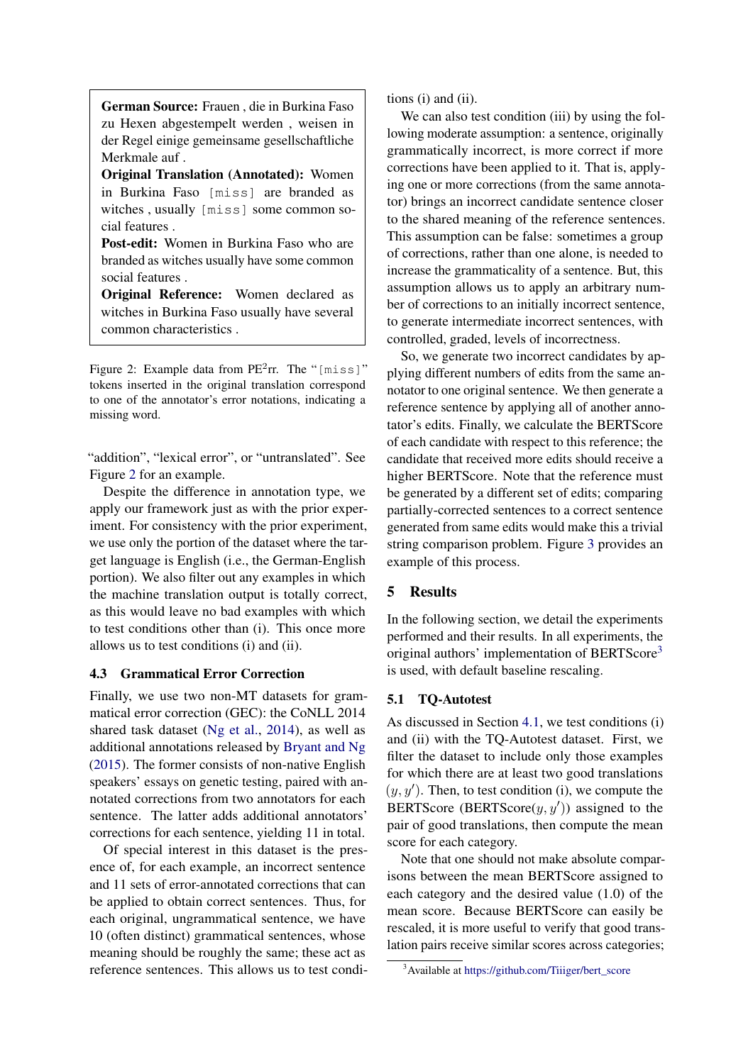**German Source:** Frauen , die in Burkina Faso zu Hexen abgestempelt werden , weisen in der Regel einige gemeinsame gesellschaftliche Merkmale auf .

**Original Translation (Annotated):** Women in Burkina Faso `[miss]` are branded as witches , usually `[miss]` some common social features .

**Post-edit:** Women in Burkina Faso who are branded as witches usually have some common social features .

**Original Reference:** Women declared as witches in Burkina Faso usually have several common characteristics .

Figure 2: Example data from PE$^2$rr. The "`[miss]`" tokens inserted in the original translation correspond to one of the annotator's error notations, indicating a missing word.

"addition", "lexical error", or "untranslated". See Figure 2 for an example.

Despite the difference in annotation type, we apply our framework just as with the prior experiment. For consistency with the prior experiment, we use only the portion of the dataset where the target language is English (i.e., the German-English portion). We also filter out any examples in which the machine translation output is totally correct, as this would leave no bad examples with which to test conditions other than (i). This once more allows us to test conditions (i) and (ii).

### 4.3 Grammatical Error Correction

Finally, we use two non-MT datasets for grammatical error correction (GEC): the CoNLL 2014 shared task dataset (Ng et al., 2014), as well as additional annotations released by Bryant and Ng (2015). The former consists of non-native English speakers' essays on genetic testing, paired with annotated corrections from two annotators for each sentence. The latter adds additional annotators' corrections for each sentence, yielding 11 in total.

Of special interest in this dataset is the presence of, for each example, an incorrect sentence and 11 sets of error-annotated corrections that can be applied to obtain correct sentences. Thus, for each original, ungrammatical sentence, we have 10 (often distinct) grammatical sentences, whose meaning should be roughly the same; these act as reference sentences. This allows us to test conditions (i) and (ii).

We can also test condition (iii) by using the following moderate assumption: a sentence, originally grammatically incorrect, is more correct if more corrections have been applied to it. That is, applying one or more corrections (from the same annotator) brings an incorrect candidate sentence closer to the shared meaning of the reference sentences. This assumption can be false: sometimes a group of corrections, rather than one alone, is needed to increase the grammaticality of a sentence. But, this assumption allows us to apply an arbitrary number of corrections to an initially incorrect sentence, to generate intermediate incorrect sentences, with controlled, graded, levels of incorrectness.

So, we generate two incorrect candidates by applying different numbers of edits from the same annotator to one original sentence. We then generate a reference sentence by applying all of another annotator's edits. Finally, we calculate the BERTScore of each candidate with respect to this reference; the candidate that received more edits should receive a higher BERTScore. Note that the reference must be generated by a different set of edits; comparing partially-corrected sentences to a correct sentence generated from same edits would make this a trivial string comparison problem. Figure 3 provides an example of this process.

## 5 Results

In the following section, we detail the experiments performed and their results. In all experiments, the original authors' implementation of BERTScore[3] is used, with default baseline rescaling.

### 5.1 TQ-Autotest

As discussed in Section 4.1, we test conditions (i) and (ii) with the TQ-Autotest dataset. First, we filter the dataset to include only those examples for which there are at least two good translations $(y, y')$. Then, to test condition (i), we compute the BERTScore (BERTScore$(y, y')$) assigned to the pair of good translations, then compute the mean score for each category.

Note that one should not make absolute comparisons between the mean BERTScore assigned to each category and the desired value (1.0) of the mean score. Because BERTScore can easily be rescaled, it is more useful to verify that good translation pairs receive similar scores across categories;

[3] Available at https://github.com/Tiiiger/bert_score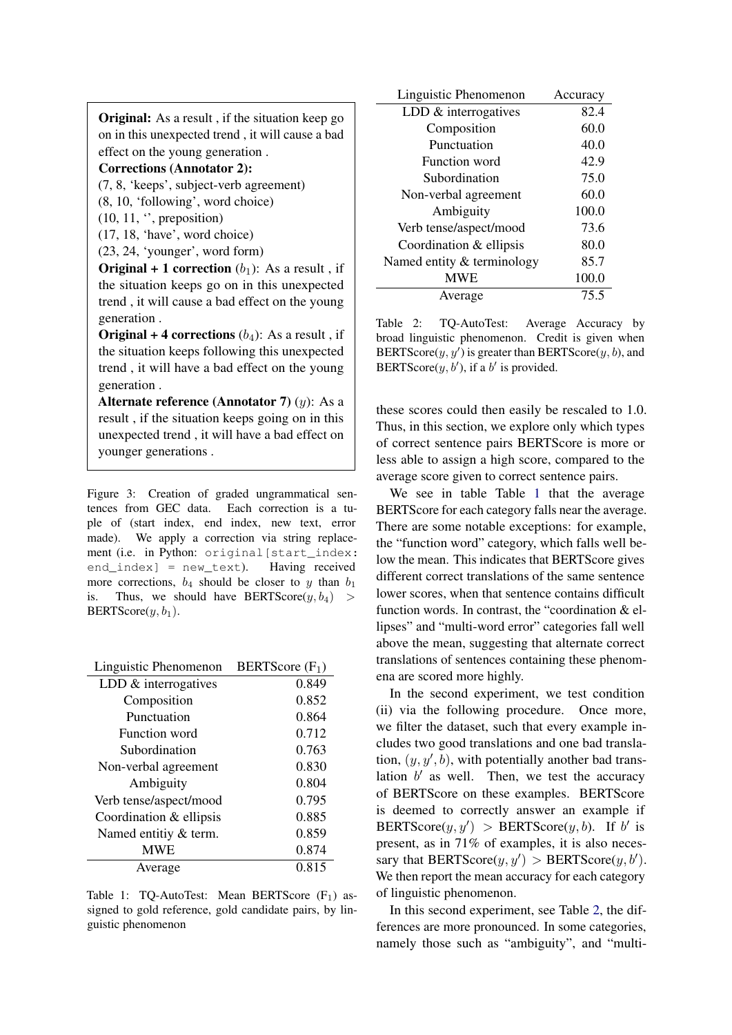**Original:** As a result , if the situation keep go on in this unexpected trend , it will cause a bad effect on the young generation .

**Corrections (Annotator 2):**

(7, 8, 'keeps', subject-verb agreement)

(8, 10, 'following', word choice)

(10, 11, '', preposition)

(17, 18, 'have', word choice)

(23, 24, 'younger', word form)

**Original + 1 correction** ($b_1$): As a result , if the situation keeps go on in this unexpected trend , it will cause a bad effect on the young generation .

**Original + 4 corrections** ($b_4$): As a result , if the situation keeps following this unexpected trend , it will have a bad effect on the young generation .

**Alternate reference (Annotator 7)** ($y$): As a result , if the situation keeps going on in this unexpected trend , it will have a bad effect on younger generations .

Figure 3: Creation of graded ungrammatical sentences from GEC data. Each correction is a tuple of (start index, end index, new text, error made). We apply a correction via string replacement (i.e. in Python: `original[start_index:end_index] = new_text`). Having received more corrections, $b_4$ should be closer to $y$ than $b_1$ is. Thus, we should have BERTScore$(y, b_4)$ > BERTScore$(y, b_1)$.

| Linguistic Phenomenon | BERTScore ($F_1$) |
|---|---|
| LDD & interrogatives | 0.849 |
| Composition | 0.852 |
| Punctuation | 0.864 |
| Function word | 0.712 |
| Subordination | 0.763 |
| Non-verbal agreement | 0.830 |
| Ambiguity | 0.804 |
| Verb tense/aspect/mood | 0.795 |
| Coordination & ellipsis | 0.885 |
| Named entitiy & term. | 0.859 |
| MWE | 0.874 |
| Average | 0.815 |

Table 1: TQ-AutoTest: Mean BERTScore ($F_1$) assigned to gold reference, gold candidate pairs, by linguistic phenomenon

| Linguistic Phenomenon | Accuracy |
|---|---|
| LDD & interrogatives | 82.4 |
| Composition | 60.0 |
| Punctuation | 40.0 |
| Function word | 42.9 |
| Subordination | 75.0 |
| Non-verbal agreement | 60.0 |
| Ambiguity | 100.0 |
| Verb tense/aspect/mood | 73.6 |
| Coordination & ellipsis | 80.0 |
| Named entity & terminology | 85.7 |
| MWE | 100.0 |
| Average | 75.5 |

Table 2: TQ-AutoTest: Average Accuracy by broad linguistic phenomenon. Credit is given when BERTScore$(y, y')$ is greater than BERTScore$(y, b)$, and BERTScore$(y, b')$, if a $b'$ is provided.

these scores could then easily be rescaled to 1.0. Thus, in this section, we explore only which types of correct sentence pairs BERTScore is more or less able to assign a high score, compared to the average score given to correct sentence pairs.

We see in table Table 1 that the average BERTScore for each category falls near the average. There are some notable exceptions: for example, the "function word" category, which falls well below the mean. This indicates that BERTScore gives different correct translations of the same sentence lower scores, when that sentence contains difficult function words. In contrast, the "coordination & ellipses" and "multi-word error" categories fall well above the mean, suggesting that alternate correct translations of sentences containing these phenomena are scored more highly.

In the second experiment, we test condition (ii) via the following procedure. Once more, we filter the dataset, such that every example includes two good translations and one bad translation, $(y, y', b)$, with potentially another bad translation $b'$ as well. Then, we test the accuracy of BERTScore on these examples. BERTScore is deemed to correctly answer an example if BERTScore$(y, y')$ > BERTScore$(y, b)$. If $b'$ is present, as in 71% of examples, it is also necessary that BERTScore$(y, y')$ > BERTScore$(y, b')$. We then report the mean accuracy for each category of linguistic phenomenon.

In this second experiment, see Table 2, the differences are more pronounced. In some categories, namely those such as "ambiguity", and "multi-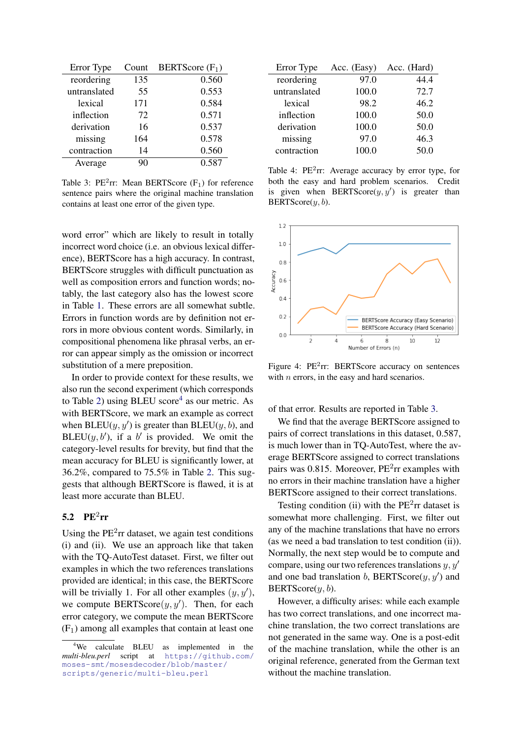| Error Type | Count | BERTScore ($F_1$) |
|---|---|---|
| reordering | 135 | 0.560 |
| untranslated | 55 | 0.553 |
| lexical | 171 | 0.584 |
| inflection | 72 | 0.571 |
| derivation | 16 | 0.537 |
| missing | 164 | 0.578 |
| contraction | 14 | 0.560 |
| Average | 90 | 0.587 |

Table 3: PE$^2$rr: Mean BERTScore ($F_1$) for reference sentence pairs where the original machine translation contains at least one error of the given type.

word error" which are likely to result in totally incorrect word choice (i.e. an obvious lexical difference), BERTScore has a high accuracy. In contrast, BERTScore struggles with difficult punctuation as well as composition errors and function words; notably, the last category also has the lowest score in Table 1. These errors are all somewhat subtle. Errors in function words are by definition not errors in more obvious content words. Similarly, in compositional phenomena like phrasal verbs, an error can appear simply as the omission or incorrect substitution of a mere preposition.

In order to provide context for these results, we also run the second experiment (which corresponds to Table 2) using BLEU score[4] as our metric. As with BERTScore, we mark an example as correct when BLEU$(y, y')$ is greater than BLEU$(y, b)$, and BLEU$(y, b')$, if a $b'$ is provided. We omit the category-level results for brevity, but find that the mean accuracy for BLEU is significantly lower, at 36.2%, compared to 75.5% in Table 2. This suggests that although BERTScore is flawed, it is at least more accurate than BLEU.

## 5.2 PE$^2$rr

Using the PE$^2$rr dataset, we again test conditions (i) and (ii). We use an approach like that taken with the TQ-AutoTest dataset. First, we filter out examples in which the two references translations provided are identical; in this case, the BERTScore will be trivially 1. For all other examples $(y, y')$, we compute BERTScore$(y, y')$. Then, for each error category, we compute the mean BERTScore ($F_1$) among all examples that contain at least one of that error. Results are reported in Table 3.

[4] We calculate BLEU as implemented in the *multi-bleu.perl* script at https://github.com/moses-smt/mosesdecoder/blob/master/scripts/generic/multi-bleu.perl

| Error Type | Acc. (Easy) | Acc. (Hard) |
|---|---|---|
| reordering | 97.0 | 44.4 |
| untranslated | 100.0 | 72.7 |
| lexical | 98.2 | 46.2 |
| inflection | 100.0 | 50.0 |
| derivation | 100.0 | 50.0 |
| missing | 97.0 | 46.3 |
| contraction | 100.0 | 50.0 |

Table 4: PE$^2$rr: Average accuracy by error type, for both the easy and hard problem scenarios. Credit is given when BERTScore$(y, y')$ is greater than BERTScore$(y, b)$.

Figure 4: PE$^2$rr: BERTScore accuracy on sentences with $n$ errors, in the easy and hard scenarios.

We find that the average BERTScore assigned to pairs of correct translations in this dataset, 0.587, is much lower than in TQ-AutoTest, where the average BERTScore assigned to correct translations pairs was 0.815. Moreover, PE$^2$rr examples with no errors in their machine translation have a higher BERTScore assigned to their correct translations.

Testing condition (ii) with the PE$^2$rr dataset is somewhat more challenging. First, we filter out any of the machine translations that have no errors (as we need a bad translation to test condition (ii)). Normally, the next step would be to compute and compare, using our two references translations $y, y'$ and one bad translation $b$, BERTScore$(y, y')$ and BERTScore$(y, b)$.

However, a difficulty arises: while each example has two correct translations, and one incorrect machine translation, the two correct translations are not generated in the same way. One is a post-edit of the machine translation, while the other is an original reference, generated from the German text without the machine translation.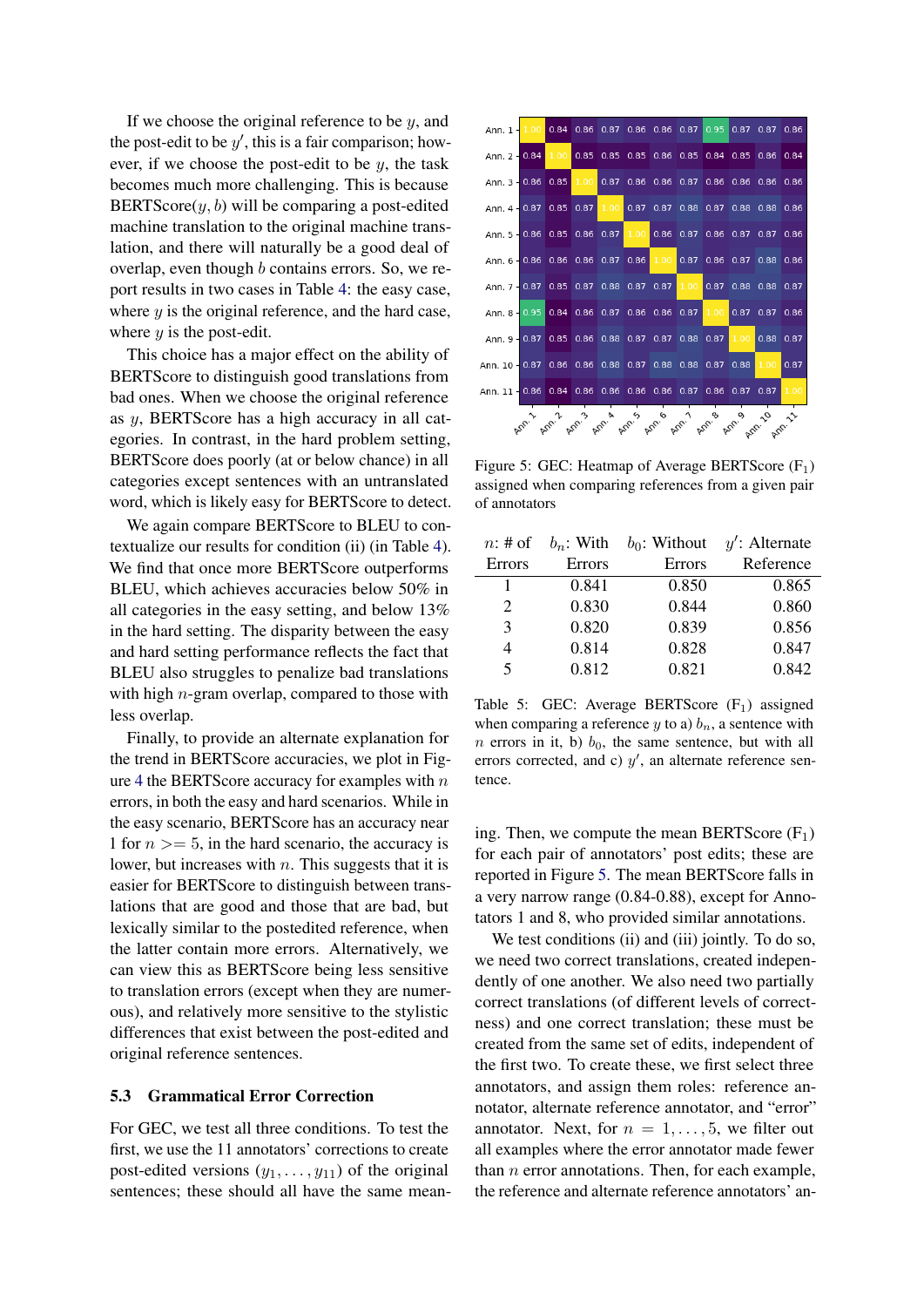If we choose the original reference to be $y$, and the post-edit to be $y'$, this is a fair comparison; however, if we choose the post-edit to be $y$, the task becomes much more challenging. This is because BERTScore($y, b$) will be comparing a post-edited machine translation to the original machine translation, and there will naturally be a good deal of overlap, even though $b$ contains errors. So, we report results in two cases in Table 4: the easy case, where $y$ is the original reference, and the hard case, where $y$ is the post-edit.

This choice has a major effect on the ability of BERTScore to distinguish good translations from bad ones. When we choose the original reference as $y$, BERTScore has a high accuracy in all categories. In contrast, in the hard problem setting, BERTScore does poorly (at or below chance) in all categories except sentences with an untranslated word, which is likely easy for BERTScore to detect.

We again compare BERTScore to BLEU to contextualize our results for condition (ii) (in Table 4). We find that once more BERTScore outperforms BLEU, which achieves accuracies below 50% in all categories in the easy setting, and below 13% in the hard setting. The disparity between the easy and hard setting performance reflects the fact that BLEU also struggles to penalize bad translations with high $n$-gram overlap, compared to those with less overlap.

Finally, to provide an alternate explanation for the trend in BERTScore accuracies, we plot in Figure 4 the BERTScore accuracy for examples with $n$ errors, in both the easy and hard scenarios. While in the easy scenario, BERTScore has an accuracy near 1 for $n >= 5$, in the hard scenario, the accuracy is lower, but increases with $n$. This suggests that it is easier for BERTScore to distinguish between translations that are good and those that are bad, but lexically similar to the postedited reference, when the latter contain more errors. Alternatively, we can view this as BERTScore being less sensitive to translation errors (except when they are numerous), and relatively more sensitive to the stylistic differences that exist between the post-edited and original reference sentences.

### 5.3 Grammatical Error Correction

For GEC, we test all three conditions. To test the first, we use the 11 annotators' corrections to create post-edited versions ($y_1, \ldots, y_{11}$) of the original sentences; these should all have the same meaning. Then, we compute the mean BERTScore ($F_1$) for each pair of annotators' post edits; these are reported in Figure 5. The mean BERTScore falls in a very narrow range (0.84-0.88), except for Annotators 1 and 8, who provided similar annotations.

| | Ann. 1 | Ann. 2 | Ann. 3 | Ann. 4 | Ann. 5 | Ann. 6 | Ann. 7 | Ann. 8 | Ann. 9 | Ann. 10 | Ann. 11 |
|---|---|---|---|---|---|---|---|---|---|---|---|
| Ann. 1 | 1.00 | 0.84 | 0.86 | 0.87 | 0.86 | 0.86 | 0.87 | 0.95 | 0.87 | 0.87 | 0.86 |
| Ann. 2 | 0.84 | 1.00 | 0.85 | 0.85 | 0.85 | 0.86 | 0.85 | 0.84 | 0.85 | 0.86 | 0.84 |
| Ann. 3 | 0.86 | 0.85 | 1.00 | 0.87 | 0.86 | 0.86 | 0.87 | 0.86 | 0.86 | 0.86 | 0.86 |
| Ann. 4 | 0.87 | 0.85 | 0.87 | 1.00 | 0.87 | 0.87 | 0.88 | 0.87 | 0.88 | 0.88 | 0.86 |
| Ann. 5 | 0.86 | 0.85 | 0.86 | 0.87 | 1.00 | 0.86 | 0.87 | 0.86 | 0.87 | 0.87 | 0.86 |
| Ann. 6 | 0.86 | 0.86 | 0.86 | 0.87 | 0.86 | 1.00 | 0.87 | 0.86 | 0.87 | 0.88 | 0.86 |
| Ann. 7 | 0.87 | 0.85 | 0.87 | 0.88 | 0.87 | 0.87 | 1.00 | 0.87 | 0.88 | 0.88 | 0.87 |
| Ann. 8 | 0.95 | 0.84 | 0.86 | 0.87 | 0.86 | 0.86 | 0.87 | 1.00 | 0.87 | 0.87 | 0.86 |
| Ann. 9 | 0.87 | 0.85 | 0.86 | 0.88 | 0.87 | 0.87 | 0.88 | 0.87 | 1.00 | 0.88 | 0.87 |
| Ann. 10 | 0.87 | 0.86 | 0.86 | 0.88 | 0.87 | 0.88 | 0.88 | 0.87 | 0.88 | 1.00 | 0.87 |
| Ann. 11 | 0.86 | 0.84 | 0.86 | 0.86 | 0.86 | 0.86 | 0.87 | 0.86 | 0.87 | 0.87 | 1.00 |

Figure 5: GEC: Heatmap of Average BERTScore ($F_1$) assigned when comparing references from a given pair of annotators

| $n$: # of Errors | $b_n$: With Errors | $b_0$: Without Errors | $y'$: Alternate Reference |
|---|---|---|---|
| 1 | 0.841 | 0.850 | 0.865 |
| 2 | 0.830 | 0.844 | 0.860 |
| 3 | 0.820 | 0.839 | 0.856 |
| 4 | 0.814 | 0.828 | 0.847 |
| 5 | 0.812 | 0.821 | 0.842 |

Table 5: GEC: Average BERTScore ($F_1$) assigned when comparing a reference $y$ to a) $b_n$, a sentence with $n$ errors in it, b) $b_0$, the same sentence, but with all errors corrected, and c) $y'$, an alternate reference sentence.

We test conditions (ii) and (iii) jointly. To do so, we need two correct translations, created independently of one another. We also need two partially correct translations (of different levels of correctness) and one correct translation; these must be created from the same set of edits, independent of the first two. To create these, we first select three annotators, and assign them roles: reference annotator, alternate reference annotator, and "error" annotator. Next, for $n = 1, \ldots, 5$, we filter out all examples where the error annotator made fewer than $n$ error annotations. Then, for each example, the reference and alternate reference annotators' an-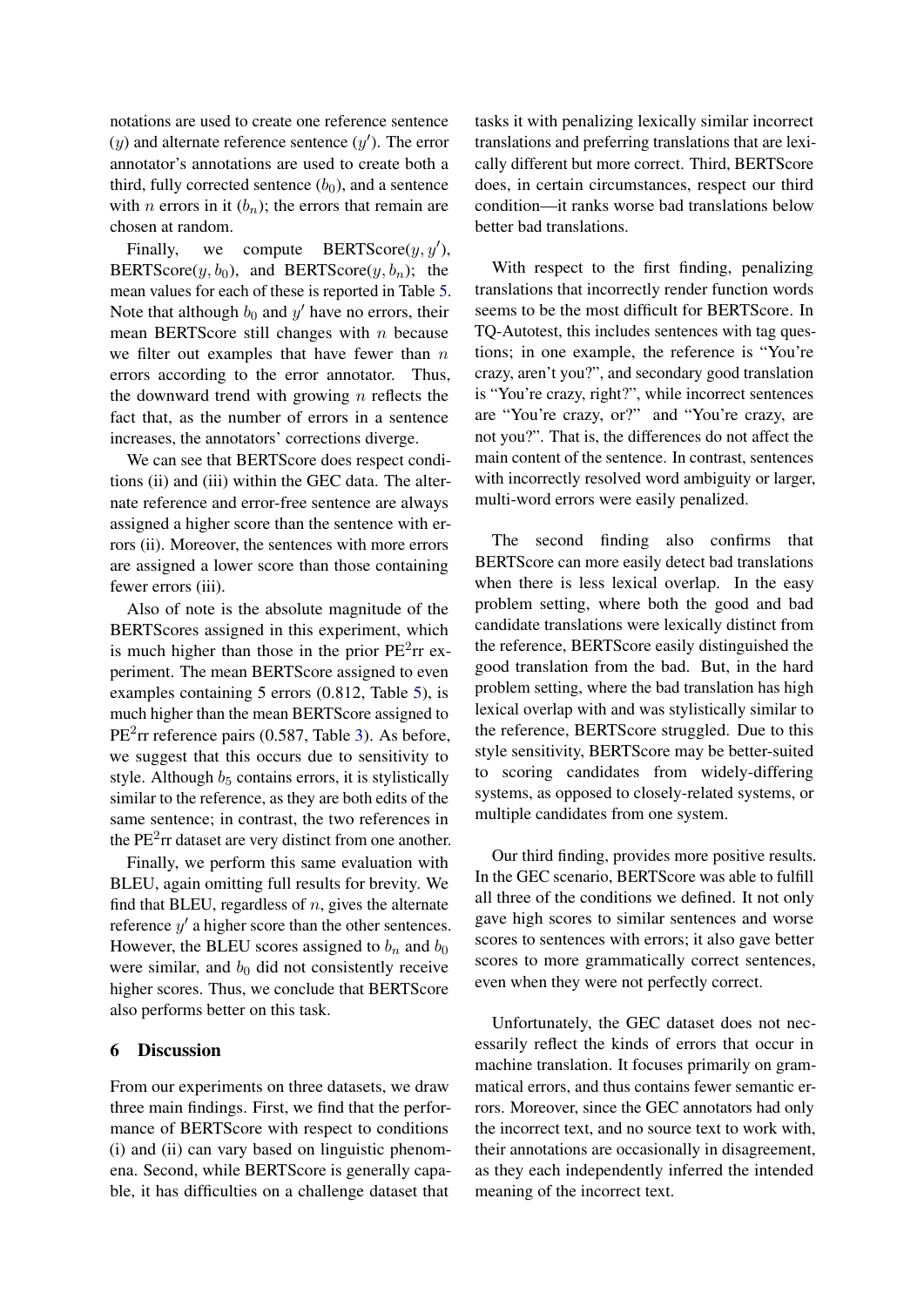notations are used to create one reference sentence ($y$) and alternate reference sentence ($y'$). The error annotator's annotations are used to create both a third, fully corrected sentence ($b_0$), and a sentence with $n$ errors in it ($b_n$); the errors that remain are chosen at random.

Finally, we compute BERTScore($y, y'$), BERTScore($y, b_0$), and BERTScore($y, b_n$); the mean values for each of these is reported in Table 5. Note that although $b_0$ and $y'$ have no errors, their mean BERTScore still changes with $n$ because we filter out examples that have fewer than $n$ errors according to the error annotator. Thus, the downward trend with growing $n$ reflects the fact that, as the number of errors in a sentence increases, the annotators' corrections diverge.

We can see that BERTScore does respect conditions (ii) and (iii) within the GEC data. The alternate reference and error-free sentence are always assigned a higher score than the sentence with errors (ii). Moreover, the sentences with more errors are assigned a lower score than those containing fewer errors (iii).

Also of note is the absolute magnitude of the BERTScores assigned in this experiment, which is much higher than those in the prior PE$^2$rr experiment. The mean BERTScore assigned to even examples containing 5 errors (0.812, Table 5), is much higher than the mean BERTScore assigned to PE$^2$rr reference pairs (0.587, Table 3). As before, we suggest that this occurs due to sensitivity to style. Although $b_5$ contains errors, it is stylistically similar to the reference, as they are both edits of the same sentence; in contrast, the two references in the PE$^2$rr dataset are very distinct from one another.

Finally, we perform this same evaluation with BLEU, again omitting full results for brevity. We find that BLEU, regardless of $n$, gives the alternate reference $y'$ a higher score than the other sentences. However, the BLEU scores assigned to $b_n$ and $b_0$ were similar, and $b_0$ did not consistently receive higher scores. Thus, we conclude that BERTScore also performs better on this task.

## 6 Discussion

From our experiments on three datasets, we draw three main findings. First, we find that the performance of BERTScore with respect to conditions (i) and (ii) can vary based on linguistic phenomena. Second, while BERTScore is generally capable, it has difficulties on a challenge dataset that tasks it with penalizing lexically similar incorrect translations and preferring translations that are lexically different but more correct. Third, BERTScore does, in certain circumstances, respect our third condition—it ranks worse bad translations below better bad translations.

With respect to the first finding, penalizing translations that incorrectly render function words seems to be the most difficult for BERTScore. In TQ-Autotest, this includes sentences with tag questions; in one example, the reference is "You're crazy, aren't you?", and secondary good translation is "You're crazy, right?", while incorrect sentences are "You're crazy, or?" and "You're crazy, are not you?". That is, the differences do not affect the main content of the sentence. In contrast, sentences with incorrectly resolved word ambiguity or larger, multi-word errors were easily penalized.

The second finding also confirms that BERTScore can more easily detect bad translations when there is less lexical overlap. In the easy problem setting, where both the good and bad candidate translations were lexically distinct from the reference, BERTScore easily distinguished the good translation from the bad. But, in the hard problem setting, where the bad translation has high lexical overlap with and was stylistically similar to the reference, BERTScore struggled. Due to this style sensitivity, BERTScore may be better-suited to scoring candidates from widely-differing systems, as opposed to closely-related systems, or multiple candidates from one system.

Our third finding, provides more positive results. In the GEC scenario, BERTScore was able to fulfill all three of the conditions we defined. It not only gave high scores to similar sentences and worse scores to sentences with errors; it also gave better scores to more grammatically correct sentences, even when they were not perfectly correct.

Unfortunately, the GEC dataset does not necessarily reflect the kinds of errors that occur in machine translation. It focuses primarily on grammatical errors, and thus contains fewer semantic errors. Moreover, since the GEC annotators had only the incorrect text, and no source text to work with, their annotations are occasionally in disagreement, as they each independently inferred the intended meaning of the incorrect text.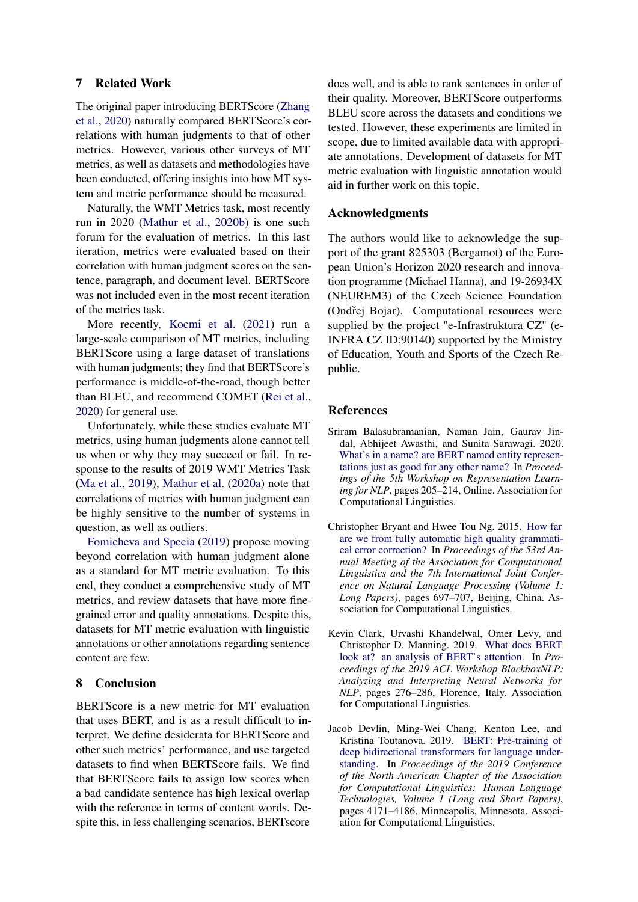## 7 Related Work

The original paper introducing BERTScore (Zhang et al., 2020) naturally compared BERTScore's correlations with human judgments to that of other metrics. However, various other surveys of MT metrics, as well as datasets and methodologies have been conducted, offering insights into how MT system and metric performance should be measured.

Naturally, the WMT Metrics task, most recently run in 2020 (Mathur et al., 2020b) is one such forum for the evaluation of metrics. In this last iteration, metrics were evaluated based on their correlation with human judgment scores on the sentence, paragraph, and document level. BERTScore was not included even in the most recent iteration of the metrics task.

More recently, Kocmi et al. (2021) run a large-scale comparison of MT metrics, including BERTScore using a large dataset of translations with human judgments; they find that BERTScore's performance is middle-of-the-road, though better than BLEU, and recommend COMET (Rei et al., 2020) for general use.

Unfortunately, while these studies evaluate MT metrics, using human judgments alone cannot tell us when or why they may succeed or fail. In response to the results of 2019 WMT Metrics Task (Ma et al., 2019), Mathur et al. (2020a) note that correlations of metrics with human judgment can be highly sensitive to the number of systems in question, as well as outliers.

Fomicheva and Specia (2019) propose moving beyond correlation with human judgment alone as a standard for MT metric evaluation. To this end, they conduct a comprehensive study of MT metrics, and review datasets that have more fine-grained error and quality annotations. Despite this, datasets for MT metric evaluation with linguistic annotations or other annotations regarding sentence content are few.

## 8 Conclusion

BERTScore is a new metric for MT evaluation that uses BERT, and is as a result difficult to interpret. We define desiderata for BERTScore and other such metrics' performance, and use targeted datasets to find when BERTScore fails. We find that BERTScore fails to assign low scores when a bad candidate sentence has high lexical overlap with the reference in terms of content words. Despite this, in less challenging scenarios, BERTscore does well, and is able to rank sentences in order of their quality. Moreover, BERTScore outperforms BLEU score across the datasets and conditions we tested. However, these experiments are limited in scope, due to limited available data with appropriate annotations. Development of datasets for MT metric evaluation with linguistic annotation would aid in further work on this topic.

## Acknowledgments

The authors would like to acknowledge the support of the grant 825303 (Bergamot) of the European Union's Horizon 2020 research and innovation programme (Michael Hanna), and 19-26934X (NEUREM3) of the Czech Science Foundation (Ondřej Bojar). Computational resources were supplied by the project "e-Infrastruktura CZ" (e-INFRA CZ ID:90140) supported by the Ministry of Education, Youth and Sports of the Czech Republic.

## References

Sriram Balasubramanian, Naman Jain, Gaurav Jindal, Abhijeet Awasthi, and Sunita Sarawagi. 2020. What's in a name? are BERT named entity representations just as good for any other name? In *Proceedings of the 5th Workshop on Representation Learning for NLP*, pages 205–214, Online. Association for Computational Linguistics.

Christopher Bryant and Hwee Tou Ng. 2015. How far are we from fully automatic high quality grammatical error correction? In *Proceedings of the 53rd Annual Meeting of the Association for Computational Linguistics and the 7th International Joint Conference on Natural Language Processing (Volume 1: Long Papers)*, pages 697–707, Beijing, China. Association for Computational Linguistics.

Kevin Clark, Urvashi Khandelwal, Omer Levy, and Christopher D. Manning. 2019. What does BERT look at? an analysis of BERT's attention. In *Proceedings of the 2019 ACL Workshop BlackboxNLP: Analyzing and Interpreting Neural Networks for NLP*, pages 276–286, Florence, Italy. Association for Computational Linguistics.

Jacob Devlin, Ming-Wei Chang, Kenton Lee, and Kristina Toutanova. 2019. BERT: Pre-training of deep bidirectional transformers for language understanding. In *Proceedings of the 2019 Conference of the North American Chapter of the Association for Computational Linguistics: Human Language Technologies, Volume 1 (Long and Short Papers)*, pages 4171–4186, Minneapolis, Minnesota. Association for Computational Linguistics.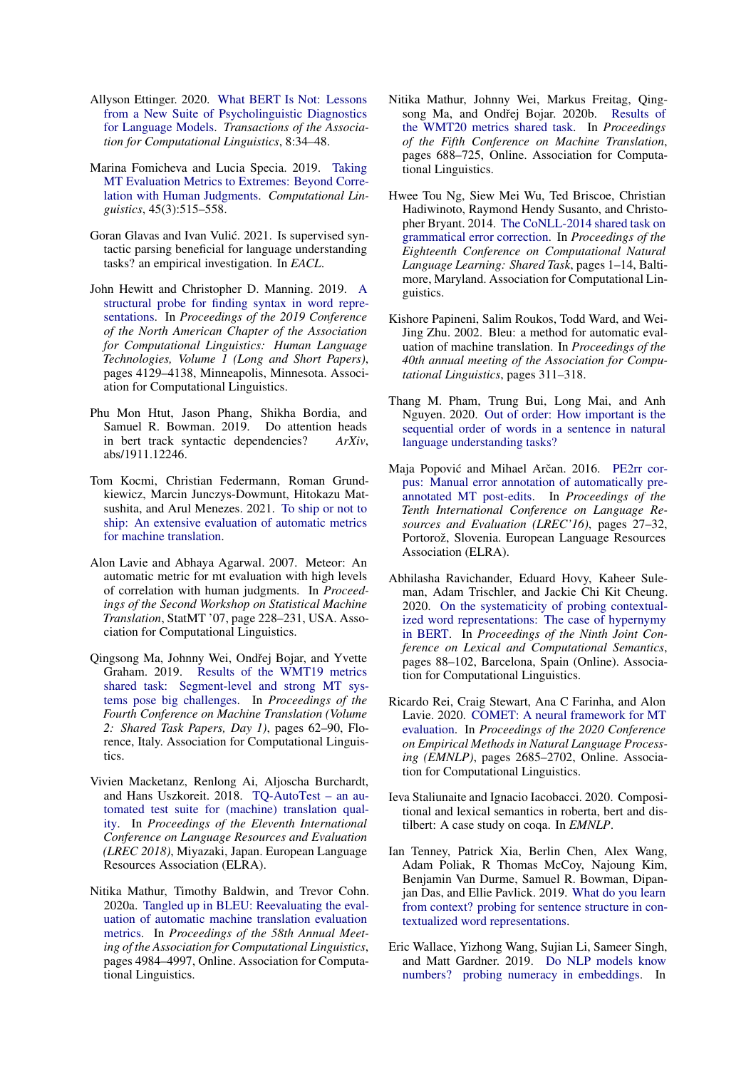Allyson Ettinger. 2020. What BERT Is Not: Lessons from a New Suite of Psycholinguistic Diagnostics for Language Models. *Transactions of the Association for Computational Linguistics*, 8:34–48.

Marina Fomicheva and Lucia Specia. 2019. Taking MT Evaluation Metrics to Extremes: Beyond Correlation with Human Judgments. *Computational Linguistics*, 45(3):515–558.

Goran Glavas and Ivan Vulić. 2021. Is supervised syntactic parsing beneficial for language understanding tasks? an empirical investigation. In *EACL*.

John Hewitt and Christopher D. Manning. 2019. A structural probe for finding syntax in word representations. In *Proceedings of the 2019 Conference of the North American Chapter of the Association for Computational Linguistics: Human Language Technologies, Volume 1 (Long and Short Papers)*, pages 4129–4138, Minneapolis, Minnesota. Association for Computational Linguistics.

Phu Mon Htut, Jason Phang, Shikha Bordia, and Samuel R. Bowman. 2019. Do attention heads in bert track syntactic dependencies? *ArXiv*, abs/1911.12246.

Tom Kocmi, Christian Federmann, Roman Grundkiewicz, Marcin Junczys-Dowmunt, Hitokazu Matsushita, and Arul Menezes. 2021. To ship or not to ship: An extensive evaluation of automatic metrics for machine translation.

Alon Lavie and Abhaya Agarwal. 2007. Meteor: An automatic metric for mt evaluation with high levels of correlation with human judgments. In *Proceedings of the Second Workshop on Statistical Machine Translation*, StatMT '07, page 228–231, USA. Association for Computational Linguistics.

Qingsong Ma, Johnny Wei, Ondřej Bojar, and Yvette Graham. 2019. Results of the WMT19 metrics shared task: Segment-level and strong MT systems pose big challenges. In *Proceedings of the Fourth Conference on Machine Translation (Volume 2: Shared Task Papers, Day 1)*, pages 62–90, Florence, Italy. Association for Computational Linguistics.

Vivien Macketanz, Renlong Ai, Aljoscha Burchardt, and Hans Uszkoreit. 2018. TQ-AutoTest – an automated test suite for (machine) translation quality. In *Proceedings of the Eleventh International Conference on Language Resources and Evaluation (LREC 2018)*, Miyazaki, Japan. European Language Resources Association (ELRA).

Nitika Mathur, Timothy Baldwin, and Trevor Cohn. 2020a. Tangled up in BLEU: Reevaluating the evaluation of automatic machine translation evaluation metrics. In *Proceedings of the 58th Annual Meeting of the Association for Computational Linguistics*, pages 4984–4997, Online. Association for Computational Linguistics.

Nitika Mathur, Johnny Wei, Markus Freitag, Qingsong Ma, and Ondřej Bojar. 2020b. Results of the WMT20 metrics shared task. In *Proceedings of the Fifth Conference on Machine Translation*, pages 688–725, Online. Association for Computational Linguistics.

Hwee Tou Ng, Siew Mei Wu, Ted Briscoe, Christian Hadiwinoto, Raymond Hendy Susanto, and Christopher Bryant. 2014. The CoNLL-2014 shared task on grammatical error correction. In *Proceedings of the Eighteenth Conference on Computational Natural Language Learning: Shared Task*, pages 1–14, Baltimore, Maryland. Association for Computational Linguistics.

Kishore Papineni, Salim Roukos, Todd Ward, and Wei-Jing Zhu. 2002. Bleu: a method for automatic evaluation of machine translation. In *Proceedings of the 40th annual meeting of the Association for Computational Linguistics*, pages 311–318.

Thang M. Pham, Trung Bui, Long Mai, and Anh Nguyen. 2020. Out of order: How important is the sequential order of words in a sentence in natural language understanding tasks?

Maja Popović and Mihael Arčan. 2016. PE2rr corpus: Manual error annotation of automatically pre-annotated MT post-edits. In *Proceedings of the Tenth International Conference on Language Resources and Evaluation (LREC'16)*, pages 27–32, Portorož, Slovenia. European Language Resources Association (ELRA).

Abhilasha Ravichander, Eduard Hovy, Kaheer Suleman, Adam Trischler, and Jackie Chi Kit Cheung. 2020. On the systematicity of probing contextualized word representations: The case of hypernymy in BERT. In *Proceedings of the Ninth Joint Conference on Lexical and Computational Semantics*, pages 88–102, Barcelona, Spain (Online). Association for Computational Linguistics.

Ricardo Rei, Craig Stewart, Ana C Farinha, and Alon Lavie. 2020. COMET: A neural framework for MT evaluation. In *Proceedings of the 2020 Conference on Empirical Methods in Natural Language Processing (EMNLP)*, pages 2685–2702, Online. Association for Computational Linguistics.

Ieva Staliunaite and Ignacio Iacobacci. 2020. Compositional and lexical semantics in roberta, bert and distilbert: A case study on coqa. In *EMNLP*.

Ian Tenney, Patrick Xia, Berlin Chen, Alex Wang, Adam Poliak, R Thomas McCoy, Najoung Kim, Benjamin Van Durme, Samuel R. Bowman, Dipanjan Das, and Ellie Pavlick. 2019. What do you learn from context? probing for sentence structure in contextualized word representations.

Eric Wallace, Yizhong Wang, Sujian Li, Sameer Singh, and Matt Gardner. 2019. Do NLP models know numbers? probing numeracy in embeddings. In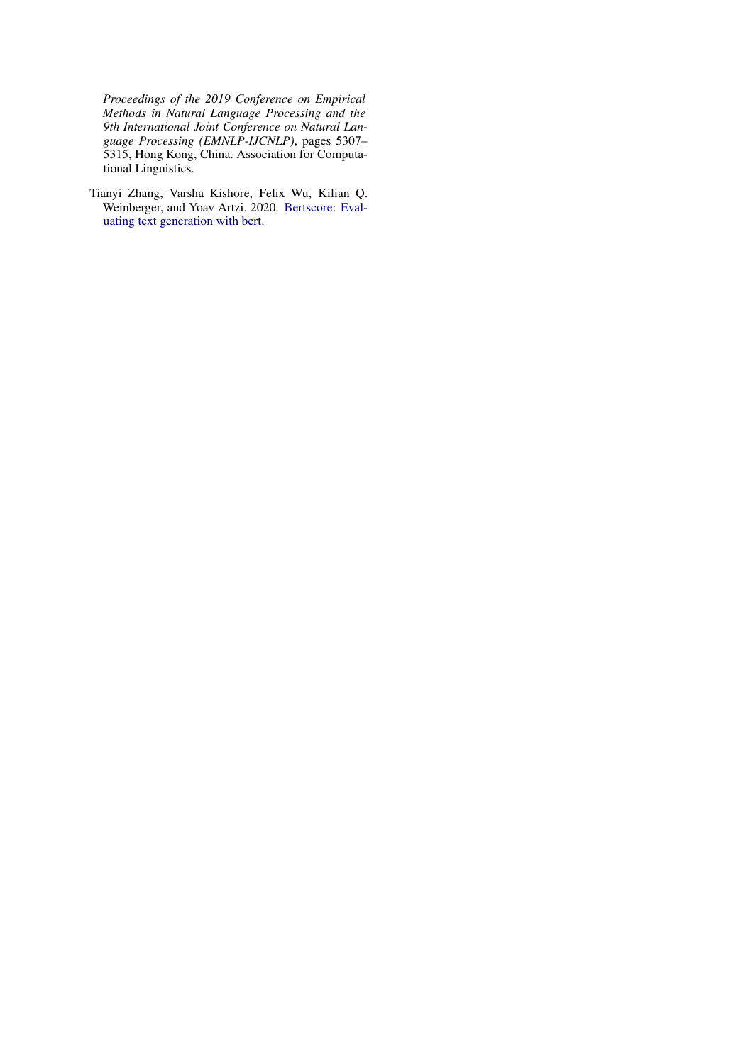*Proceedings of the 2019 Conference on Empirical Methods in Natural Language Processing and the 9th International Joint Conference on Natural Language Processing (EMNLP-IJCNLP)*, pages 5307–5315, Hong Kong, China. Association for Computational Linguistics.

Tianyi Zhang, Varsha Kishore, Felix Wu, Kilian Q. Weinberger, and Yoav Artzi. 2020. Bertscore: Evaluating text generation with bert.